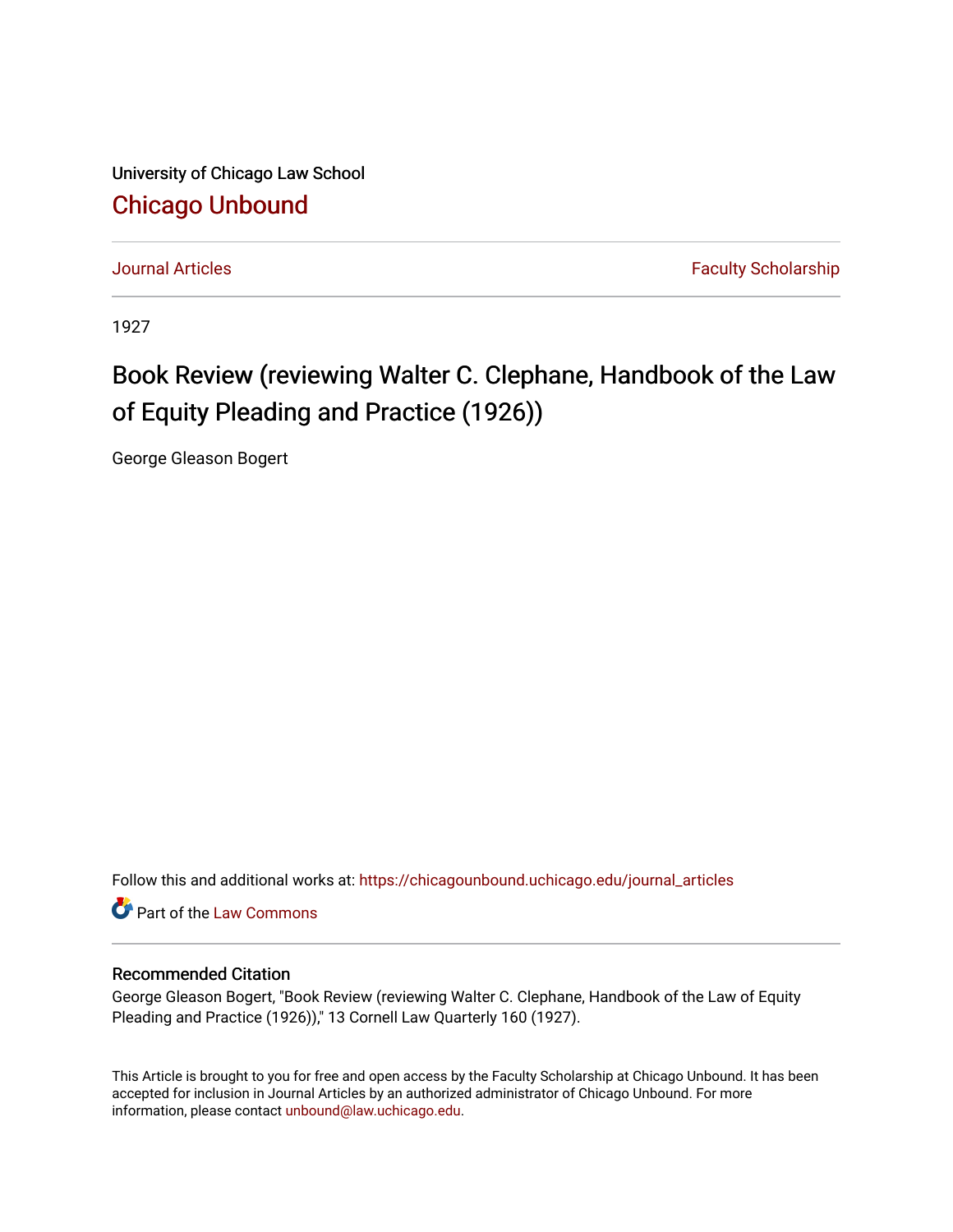University of Chicago Law School

# Chicago Unbound

Journal Articles | Faculty Scholarship

1927

# Book Review (reviewing Walter C. Clephane, Handbook of the Law of Equity Pleading and Practice (1926))

George Gleason Bogert

Follow this and additional works at: https://chicagounbound.uchicago.edu/journal_articles

Part of the Law Commons

## Recommended Citation

George Gleason Bogert, "Book Review (reviewing Walter C. Clephane, Handbook of the Law of Equity Pleading and Practice (1926))," 13 Cornell Law Quarterly 160 (1927).

This Article is brought to you for free and open access by the Faculty Scholarship at Chicago Unbound. It has been accepted for inclusion in Journal Articles by an authorized administrator of Chicago Unbound. For more information, please contact unbound@law.uchicago.edu.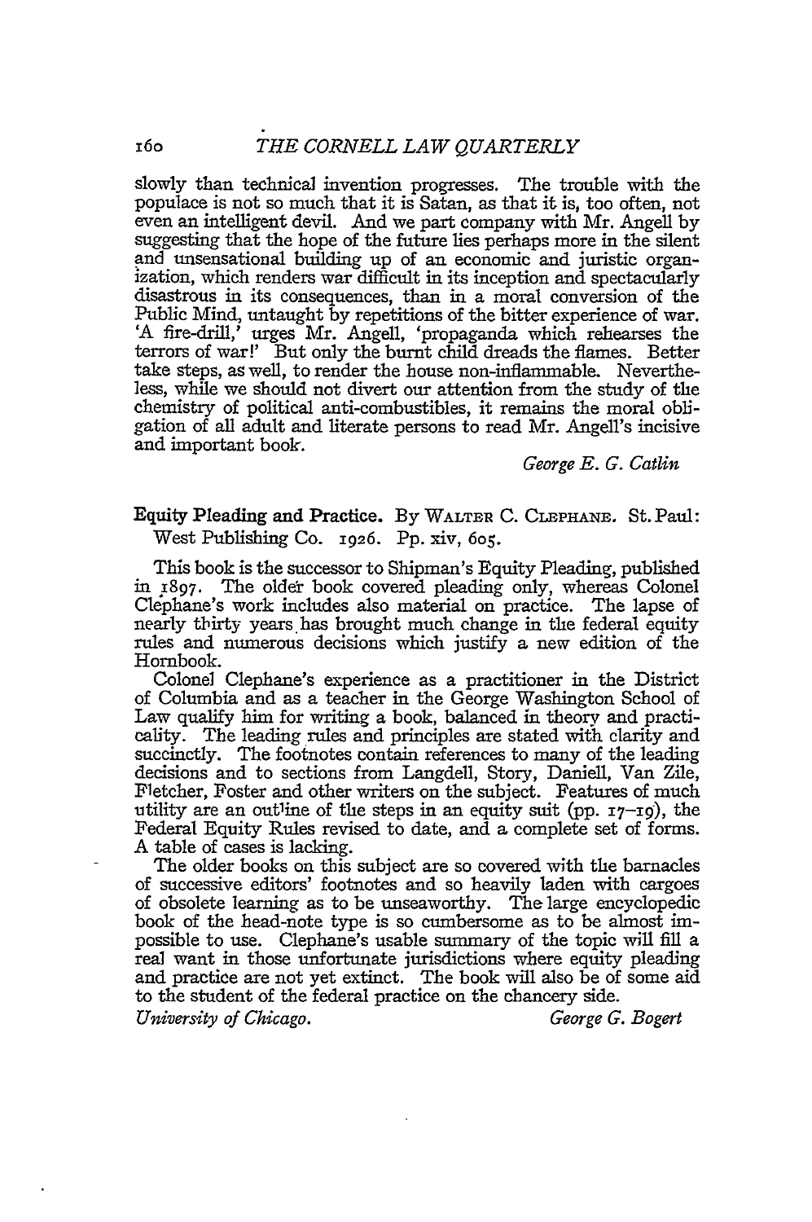slowly than technical invention progresses. The trouble with the populace is not so much that it is Satan, as that it is, too often, not even an intelligent devil. And we part company with Mr. Angell by suggesting that the hope of the future lies perhaps more in the silent and unsensational building up of an economic and juristic organization, which renders war difficult in its inception and spectacularly disastrous in its consequences, than in a moral conversion of the Public Mind, untaught by repetitions of the bitter experience of war. 'A fire-drill,' urges Mr. Angell, 'propaganda which rehearses the terrors of war!' But only the burnt child dreads the flames. Better take steps, as well, to render the house non-inflammable. Nevertheless, while we should not divert our attention from the study of the chemistry of political anti-combustibles, it remains the moral obligation of all adult and literate persons to read Mr. Angell's incisive and important book.

*George E. G. Catlin*

**Equity Pleading and Practice.** By Walter C. Clephane. St. Paul: West Publishing Co. 1926. Pp. xiv, 605.

This book is the successor to Shipman's Equity Pleading, published in 1897. The older book covered pleading only, whereas Colonel Clephane's work includes also material on practice. The lapse of nearly thirty years has brought much change in the federal equity rules and numerous decisions which justify a new edition of the Hornbook.

Colonel Clephane's experience as a practitioner in the District of Columbia and as a teacher in the George Washington School of Law qualify him for writing a book, balanced in theory and practicality. The leading rules and principles are stated with clarity and succinctly. The footnotes contain references to many of the leading decisions and to sections from Langdell, Story, Daniell, Van Zile, Fletcher, Foster and other writers on the subject. Features of much utility are an outline of the steps in an equity suit (pp. 17–19), the Federal Equity Rules revised to date, and a complete set of forms. A table of cases is lacking.

The older books on this subject are so covered with the barnacles of successive editors' footnotes and so heavily laden with cargoes of obsolete learning as to be unseaworthy. The large encyclopedic book of the head-note type is so cumbersome as to be almost impossible to use. Clephane's usable summary of the topic will fill a real want in those unfortunate jurisdictions where equity pleading and practice are not yet extinct. The book will also be of some aid to the student of the federal practice on the chancery side.

*University of Chicago.* *George G. Bogert*